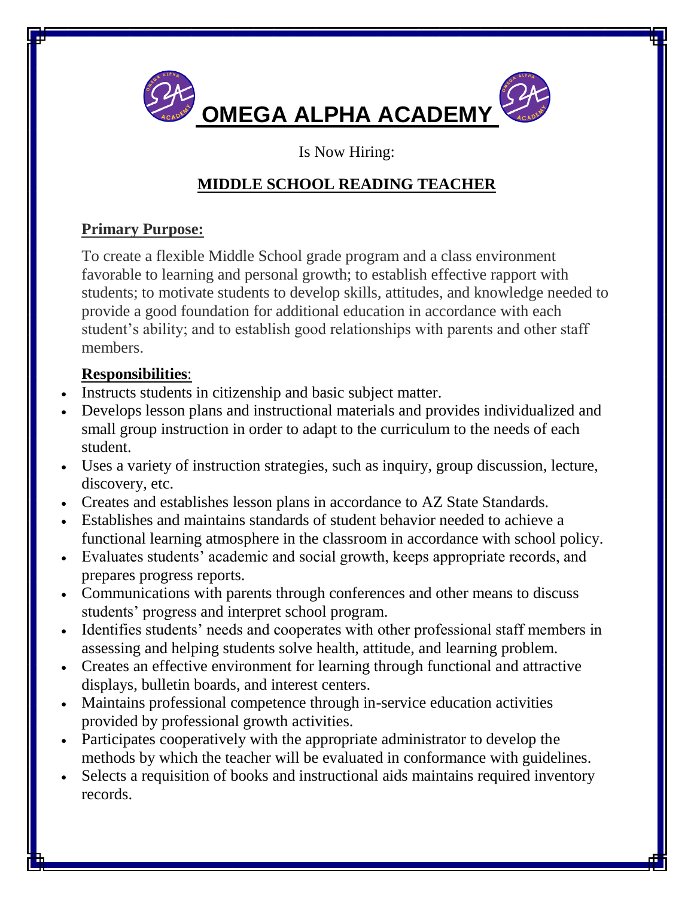# OMEGA ALPHA ACADEMY

Is Now Hiring:

## MIDDLE SCHOOL READING TEACHER

**Primary Purpose:**

To create a flexible Middle School grade program and a class environment favorable to learning and personal growth; to establish effective rapport with students; to motivate students to develop skills, attitudes, and knowledge needed to provide a good foundation for additional education in accordance with each student's ability; and to establish good relationships with parents and other staff members.

**Responsibilities**:

- Instructs students in citizenship and basic subject matter.
- Develops lesson plans and instructional materials and provides individualized and small group instruction in order to adapt to the curriculum to the needs of each student.
- Uses a variety of instruction strategies, such as inquiry, group discussion, lecture, discovery, etc.
- Creates and establishes lesson plans in accordance to AZ State Standards.
- Establishes and maintains standards of student behavior needed to achieve a functional learning atmosphere in the classroom in accordance with school policy.
- Evaluates students' academic and social growth, keeps appropriate records, and prepares progress reports.
- Communications with parents through conferences and other means to discuss students' progress and interpret school program.
- Identifies students' needs and cooperates with other professional staff members in assessing and helping students solve health, attitude, and learning problem.
- Creates an effective environment for learning through functional and attractive displays, bulletin boards, and interest centers.
- Maintains professional competence through in-service education activities provided by professional growth activities.
- Participates cooperatively with the appropriate administrator to develop the methods by which the teacher will be evaluated in conformance with guidelines.
- Selects a requisition of books and instructional aids maintains required inventory records.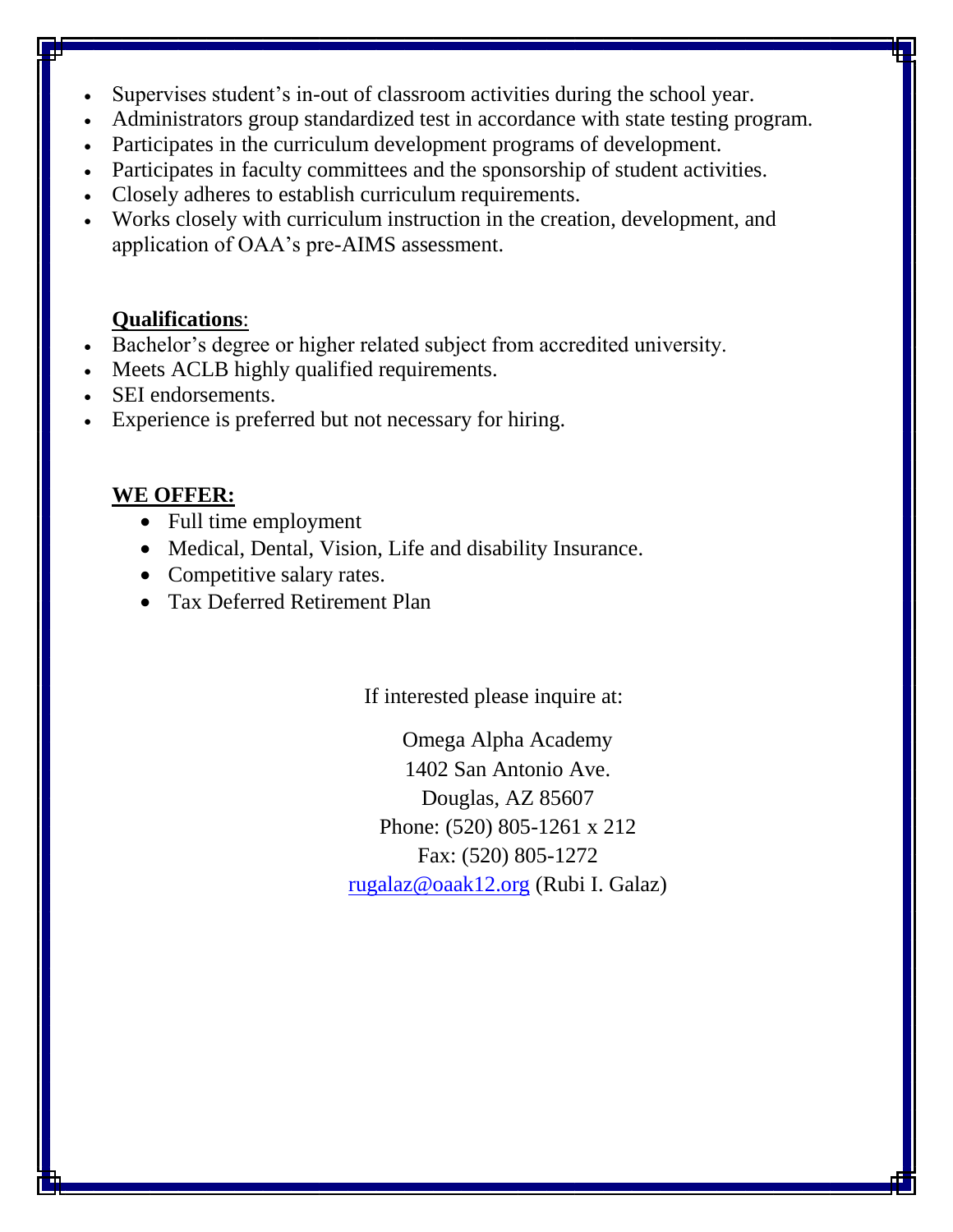- Supervises student's in-out of classroom activities during the school year.
- Administrators group standardized test in accordance with state testing program.
- Participates in the curriculum development programs of development.
- Participates in faculty committees and the sponsorship of student activities.
- Closely adheres to establish curriculum requirements.
- Works closely with curriculum instruction in the creation, development, and application of OAA's pre-AIMS assessment.

**Qualifications**:

- Bachelor's degree or higher related subject from accredited university.
- Meets ACLB highly qualified requirements.
- SEI endorsements.
- Experience is preferred but not necessary for hiring.

**WE OFFER:**

- Full time employment
- Medical, Dental, Vision, Life and disability Insurance.
- Competitive salary rates.
- Tax Deferred Retirement Plan

If interested please inquire at:

Omega Alpha Academy
1402 San Antonio Ave.
Douglas, AZ 85607
Phone: (520) 805-1261 x 212
Fax: (520) 805-1272
rugalaz@oaak12.org (Rubi I. Galaz)